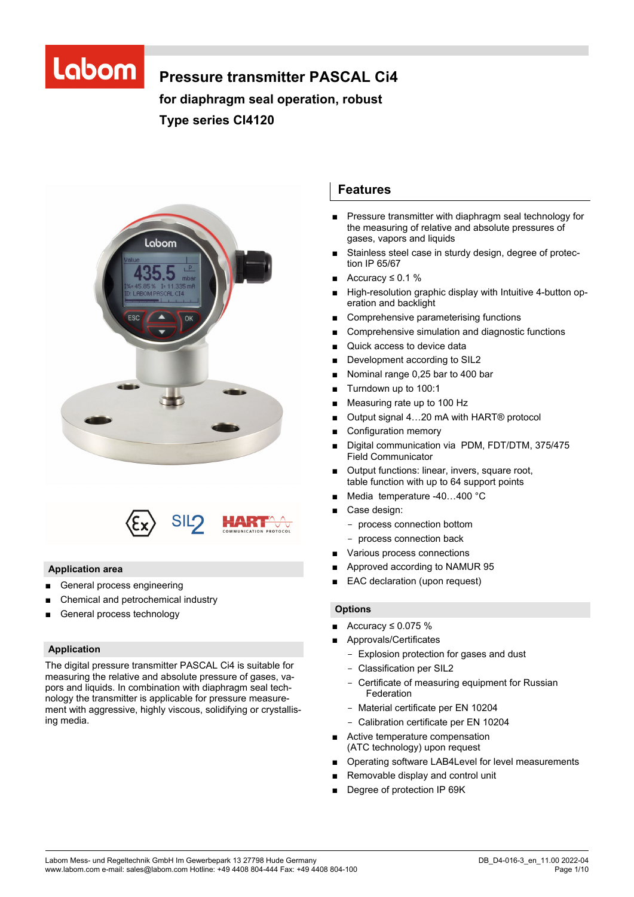# Pressure transmitter PASCAL Ci4

## for diaphragm seal operation, robust

## Type series CI4120

### Application area

- General process engineering
- Chemical and petrochemical industry
- General process technology

### Application

The digital pressure transmitter PASCAL Ci4 is suitable for measuring the relative and absolute pressure of gases, vapors and liquids. In combination with diaphragm seal technology the transmitter is applicable for pressure measurement with aggressive, highly viscous, solidifying or crystallising media.

## Features

- Pressure transmitter with diaphragm seal technology for the measuring of relative and absolute pressures of gases, vapors and liquids
- Stainless steel case in sturdy design, degree of protection IP 65/67
- Accuracy ≤ 0.1 %
- High-resolution graphic display with Intuitive 4-button operation and backlight
- Comprehensive parameterising functions
- Comprehensive simulation and diagnostic functions
- Quick access to device data
- Development according to SIL2
- Nominal range 0,25 bar to 400 bar
- Turndown up to 100:1
- Measuring rate up to 100 Hz
- Output signal 4…20 mA with HART® protocol
- Configuration memory
- Digital communication via PDM, FDT/DTM, 375/475 Field Communicator
- Output functions: linear, invers, square root, table function with up to 64 support points
- Media temperature -40…400 °C
- Case design:
  - process connection bottom
  - process connection back
- Various process connections
- Approved according to NAMUR 95
- EAC declaration (upon request)

### Options

- Accuracy ≤ 0.075 %
- Approvals/Certificates
  - Explosion protection for gases and dust
  - Classification per SIL2
  - Certificate of measuring equipment for Russian Federation
  - Material certificate per EN 10204
  - Calibration certificate per EN 10204
- Active temperature compensation (ATC technology) upon request
- Operating software LAB4Level for level measurements
- Removable display and control unit
- Degree of protection IP 69K

Labom Mess- und Regeltechnik GmbH Im Gewerbepark 13 27798 Hude Germany
www.labom.com e-mail: sales@labom.com Hotline: +49 4408 804-444 Fax: +49 4408 804-100

DB_D4-016-3_en_11.00 2022-04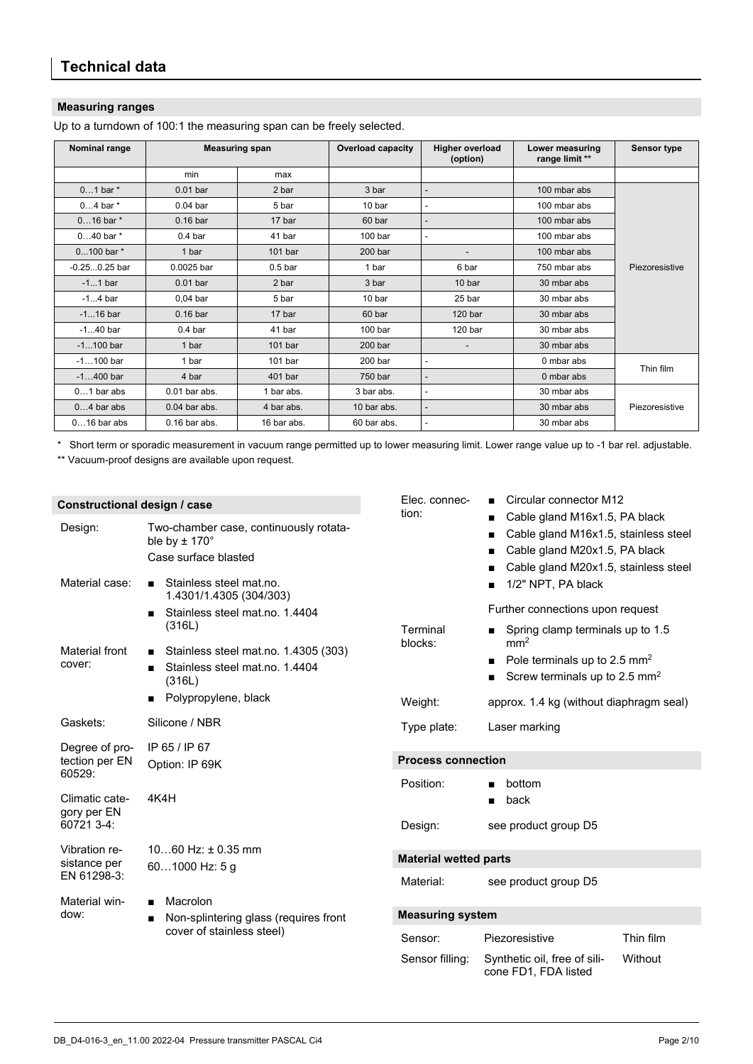## Technical data

### Measuring ranges

Up to a turndown of 100:1 the measuring span can be freely selected.

| Nominal range | Measuring span | | Overload capacity | Higher overload (option) | Lower measuring range limit ** | Sensor type |
|---|---|---|---|---|---|---|
| | min | max | | | | |
| 0…1 bar * | 0.01 bar | 2 bar | 3 bar | - | 100 mbar abs | Piezoresistive |
| 0…4 bar * | 0.04 bar | 5 bar | 10 bar | - | 100 mbar abs | Piezoresistive |
| 0…16 bar * | 0.16 bar | 17 bar | 60 bar | - | 100 mbar abs | Piezoresistive |
| 0…40 bar * | 0.4 bar | 41 bar | 100 bar | - | 100 mbar abs | Piezoresistive |
| 0…100 bar * | 1 bar | 101 bar | 200 bar | - | 100 mbar abs | Piezoresistive |
| -0.25...0.25 bar | 0.0025 bar | 0.5 bar | 1 bar | 6 bar | 750 mbar abs | Piezoresistive |
| -1...1 bar | 0.01 bar | 2 bar | 3 bar | 10 bar | 30 mbar abs | Piezoresistive |
| -1...4 bar | 0,04 bar | 5 bar | 10 bar | 25 bar | 30 mbar abs | Piezoresistive |
| -1...16 bar | 0.16 bar | 17 bar | 60 bar | 120 bar | 30 mbar abs | Piezoresistive |
| -1...40 bar | 0.4 bar | 41 bar | 100 bar | 120 bar | 30 mbar abs | Piezoresistive |
| -1...100 bar | 1 bar | 101 bar | 200 bar | - | 30 mbar abs | Piezoresistive |
| -1…100 bar | 1 bar | 101 bar | 200 bar | - | 0 mbar abs | Thin film |
| -1…400 bar | 4 bar | 401 bar | 750 bar | - | 0 mbar abs | Thin film |
| 0…1 bar abs | 0.01 bar abs. | 1 bar abs. | 3 bar abs. | - | 30 mbar abs | Piezoresistive |
| 0…4 bar abs | 0.04 bar abs. | 4 bar abs. | 10 bar abs. | - | 30 mbar abs | Piezoresistive |
| 0…16 bar abs | 0.16 bar abs. | 16 bar abs. | 60 bar abs. | - | 30 mbar abs | Piezoresistive |

\* Short term or sporadic measurement in vacuum range permitted up to lower measuring limit. Lower range value up to -1 bar rel. adjustable.

\** Vacuum-proof designs are available upon request.

### Constructional design / case

**Design:** Two-chamber case, continuously rotatable by ± 170°
Case surface blasted

**Material case:**
- Stainless steel mat.no. 1.4301/1.4305 (304/303)
- Stainless steel mat.no. 1.4404 (316L)

**Material front cover:**
- Stainless steel mat.no. 1.4305 (303)
- Stainless steel mat.no. 1.4404 (316L)
- Polypropylene, black

**Gaskets:** Silicone / NBR

**Degree of protection per EN 60529:** IP 65 / IP 67
Option: IP 69K

**Climatic category per EN 60721 3-4:** 4K4H

**Vibration resistance per EN 61298-3:** 10…60 Hz: ± 0.35 mm
60…1000 Hz: 5 g

**Material window:**
- Macrolon
- Non-splintering glass (requires front cover of stainless steel)

**Elec. connection:**
- Circular connector M12
- Cable gland M16x1.5, PA black
- Cable gland M16x1.5, stainless steel
- Cable gland M20x1.5, PA black
- Cable gland M20x1.5, stainless steel
- 1/2" NPT, PA black

Further connections upon request

**Terminal blocks:**
- Spring clamp terminals up to 1.5 mm²
- Pole terminals up to 2.5 mm²
- Screw terminals up to 2.5 mm²

**Weight:** approx. 1.4 kg (without diaphragm seal)

**Type plate:** Laser marking

### Process connection

**Position:**
- bottom
- back

**Design:** see product group D5

### Material wetted parts

**Material:** see product group D5

### Measuring system

| | | |
|---|---|---|
| Sensor: | Piezoresistive | Thin film |
| Sensor filling: | Synthetic oil, free of silicone FD1, FDA listed | Without |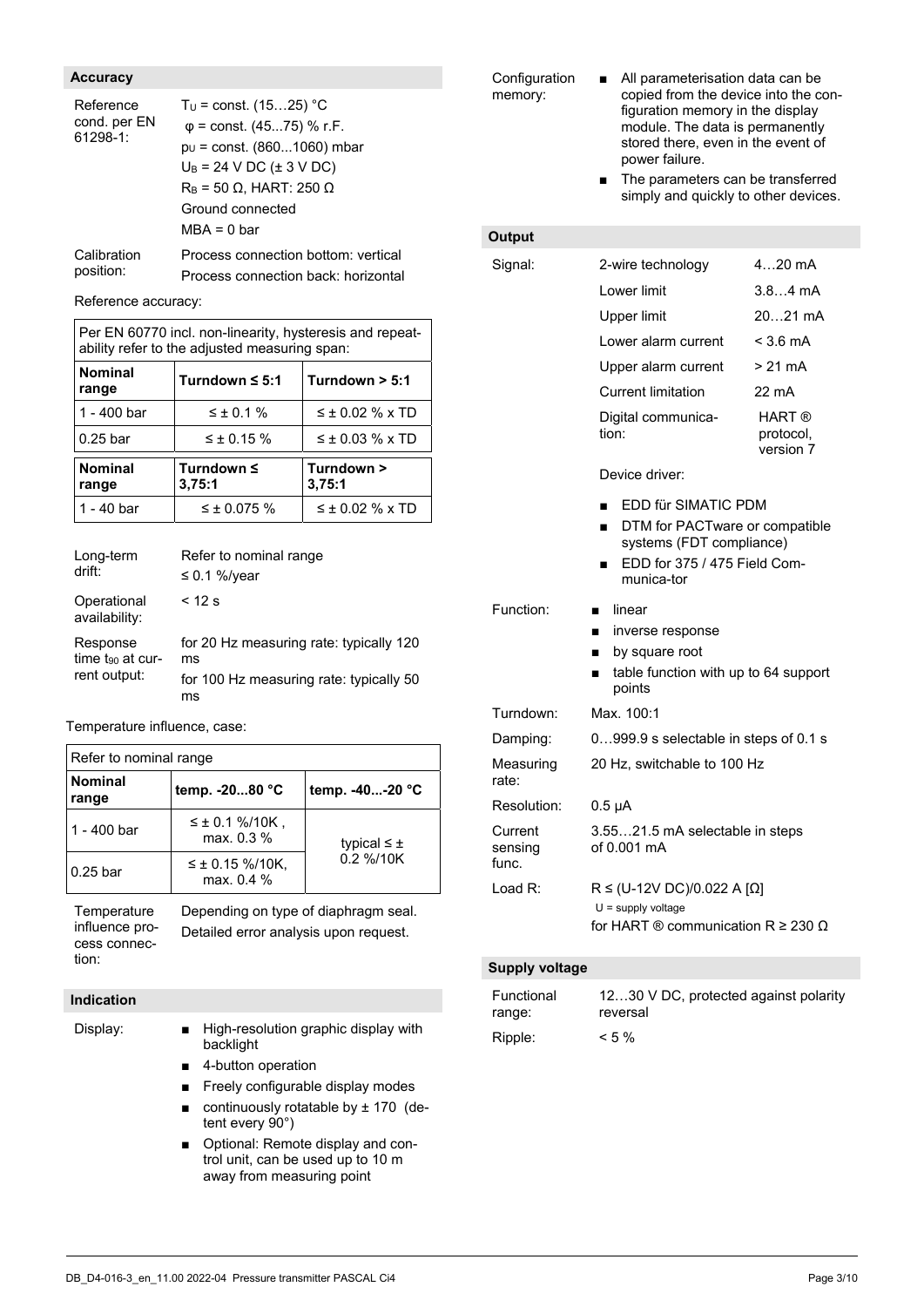## Accuracy

| | |
|---|---|
| Reference cond. per EN 61298-1: | $T_U$ = const. (15…25) °C<br>φ = const. (45...75) % r.F.<br>$p_U$ = const. (860...1060) mbar<br>$U_B$ = 24 V DC (± 3 V DC)<br>$R_B$ = 50 Ω, HART: 250 Ω<br>Ground connected<br>MBA = 0 bar |
| Calibration position: | Process connection bottom: vertical<br>Process connection back: horizontal |

Reference accuracy:

| Per EN 60770 incl. non-linearity, hysteresis and repeatability refer to the adjusted measuring span: | | |
|---|---|---|
| **Nominal range** | **Turndown ≤ 5:1** | **Turndown > 5:1** |
| 1 - 400 bar | ≤ ± 0.1 % | ≤ ± 0.02 % x TD |
| 0.25 bar | ≤ ± 0.15 % | ≤ ± 0.03 % x TD |
| **Nominal range** | **Turndown ≤ 3,75:1** | **Turndown > 3,75:1** |
| 1 - 40 bar | ≤ ± 0.075 % | ≤ ± 0.02 % x TD |

| | |
|---|---|
| Long-term drift: | Refer to nominal range<br>≤ 0.1 %/year |
| Operational availability: | < 12 s |
| Response time $t_{90}$ at current output: | for 20 Hz measuring rate: typically 120 ms<br>for 100 Hz measuring rate: typically 50 ms |

Temperature influence, case:

| Refer to nominal range | | |
|---|---|---|
| **Nominal range** | **temp. -20...80 °C** | **temp. -40...-20 °C** |
| 1 - 400 bar | ≤ ± 0.1 %/10K , max. 0.3 % | typical ≤ ± 0.2 %/10K |
| 0.25 bar | ≤ ± 0.15 %/10K, max. 0.4 % | |

| | |
|---|---|
| Temperature influence process connection: | Depending on type of diaphragm seal.<br>Detailed error analysis upon request. |

## Indication

Display:

- High-resolution graphic display with backlight
- 4-button operation
- Freely configurable display modes
- continuously rotatable by ± 170 (detent every 90°)
- Optional: Remote display and control unit, can be used up to 10 m away from measuring point

Configuration memory:

- All parameterisation data can be copied from the device into the configuration memory in the display module. The data is permanently stored there, even in the event of power failure.
- The parameters can be transferred simply and quickly to other devices.

## Output

| | | |
|---|---|---|
| Signal: | 2-wire technology | 4…20 mA |
| | Lower limit | 3.8…4 mA |
| | Upper limit | 20…21 mA |
| | Lower alarm current | < 3.6 mA |
| | Upper alarm current | > 21 mA |
| | Current limitation | 22 mA |
| | Digital communication: | HART ® protocol, version 7 |

Device driver:

- EDD für SIMATIC PDM
- DTM for PACTware or compatible systems (FDT compliance)
- EDD for 375 / 475 Field Communica-tor

Function:

- linear
- inverse response
- by square root
- table function with up to 64 support points

| | |
|---|---|
| Turndown: | Max. 100:1 |
| Damping: | 0…999.9 s selectable in steps of 0.1 s |
| Measuring rate: | 20 Hz, switchable to 100 Hz |
| Resolution: | 0.5 µA |
| Current sensing func. | 3.55…21.5 mA selectable in steps of 0.001 mA |
| Load R: | R ≤ (U-12V DC)/0.022 A [Ω]<br>U = supply voltage<br>for HART ® communication R ≥ 230 Ω |

## Supply voltage

| | |
|---|---|
| Functional range: | 12…30 V DC, protected against polarity reversal |
| Ripple: | < 5 % |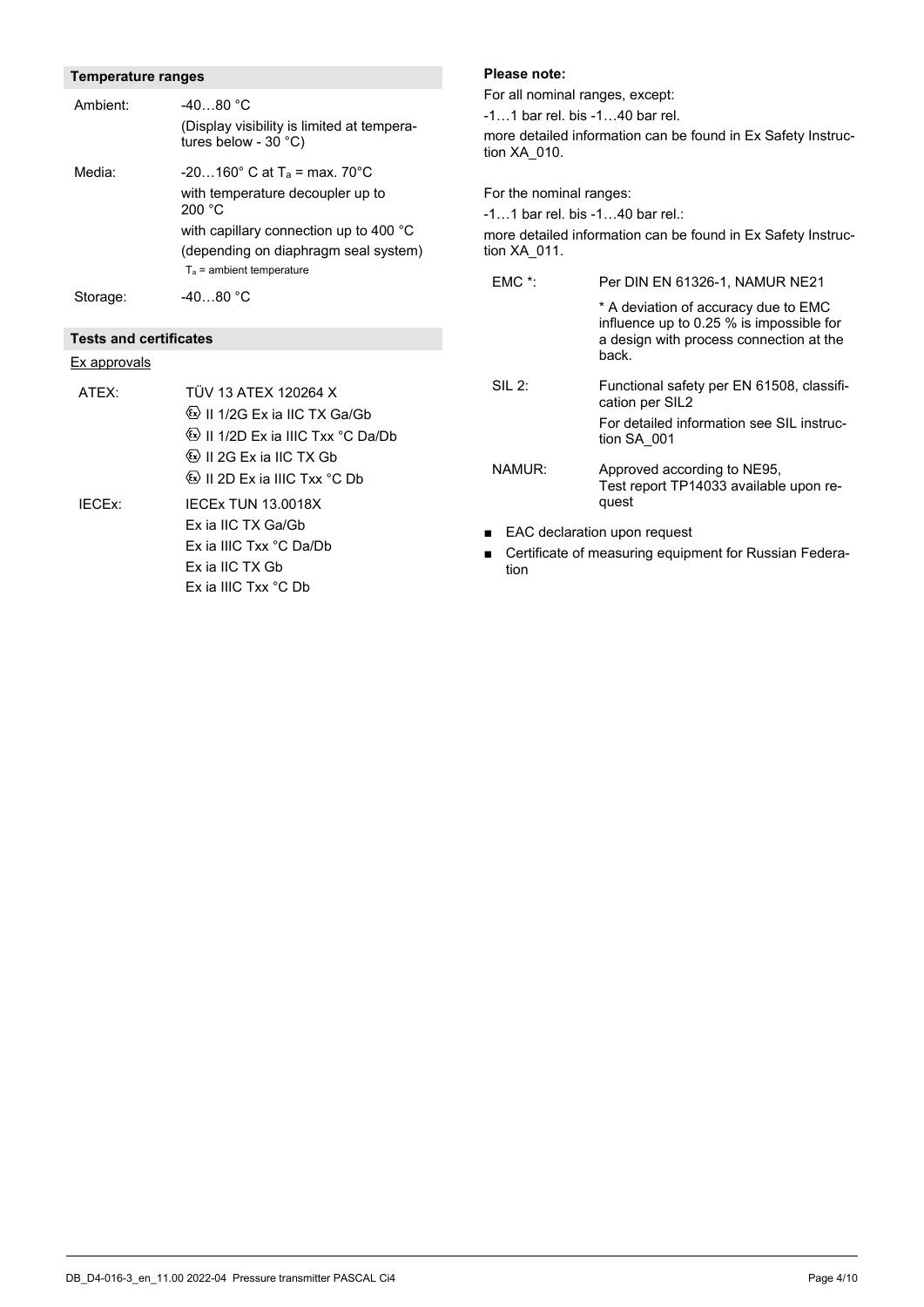### Temperature ranges

| | |
|---|---|
| Ambient: | -40…80 °C<br>(Display visibility is limited at temperatures below - 30 °C) |
| Media: | -20…160° C at $T_a$ = max. 70°C<br>with temperature decoupler up to 200 °C<br>with capillary connection up to 400 °C (depending on diaphragm seal system)<br>$T_a$ = ambient temperature |
| Storage: | -40…80 °C |

### Tests and certificates

Ex approvals

| | |
|---|---|
| ATEX: | TÜV 13 ATEX 120264 X<br>Ⓔx II 1/2G Ex ia IIC TX Ga/Gb<br>Ⓔx II 1/2D Ex ia IIIC Txx °C Da/Db<br>Ⓔx II 2G Ex ia IIC TX Gb<br>Ⓔx II 2D Ex ia IIIC Txx °C Db |
| IECEx: | IECEx TUN 13.0018X<br>Ex ia IIC TX Ga/Gb<br>Ex ia IIIC Txx °C Da/Db<br>Ex ia IIC TX Gb<br>Ex ia IIIC Txx °C Db |

**Please note:**

For all nominal ranges, except:

-1…1 bar rel. bis -1…40 bar rel.

more detailed information can be found in Ex Safety Instruction XA_010.

For the nominal ranges:

-1…1 bar rel. bis -1…40 bar rel.:

more detailed information can be found in Ex Safety Instruction XA_011.

| | |
|---|---|
| EMC *: | Per DIN EN 61326-1, NAMUR NE21<br>* A deviation of accuracy due to EMC influence up to 0.25 % is impossible for a design with process connection at the back. |
| SIL 2: | Functional safety per EN 61508, classification per SIL2<br>For detailed information see SIL instruction SA_001 |
| NAMUR: | Approved according to NE95,<br>Test report TP14033 available upon request |

- EAC declaration upon request
- Certificate of measuring equipment for Russian Federation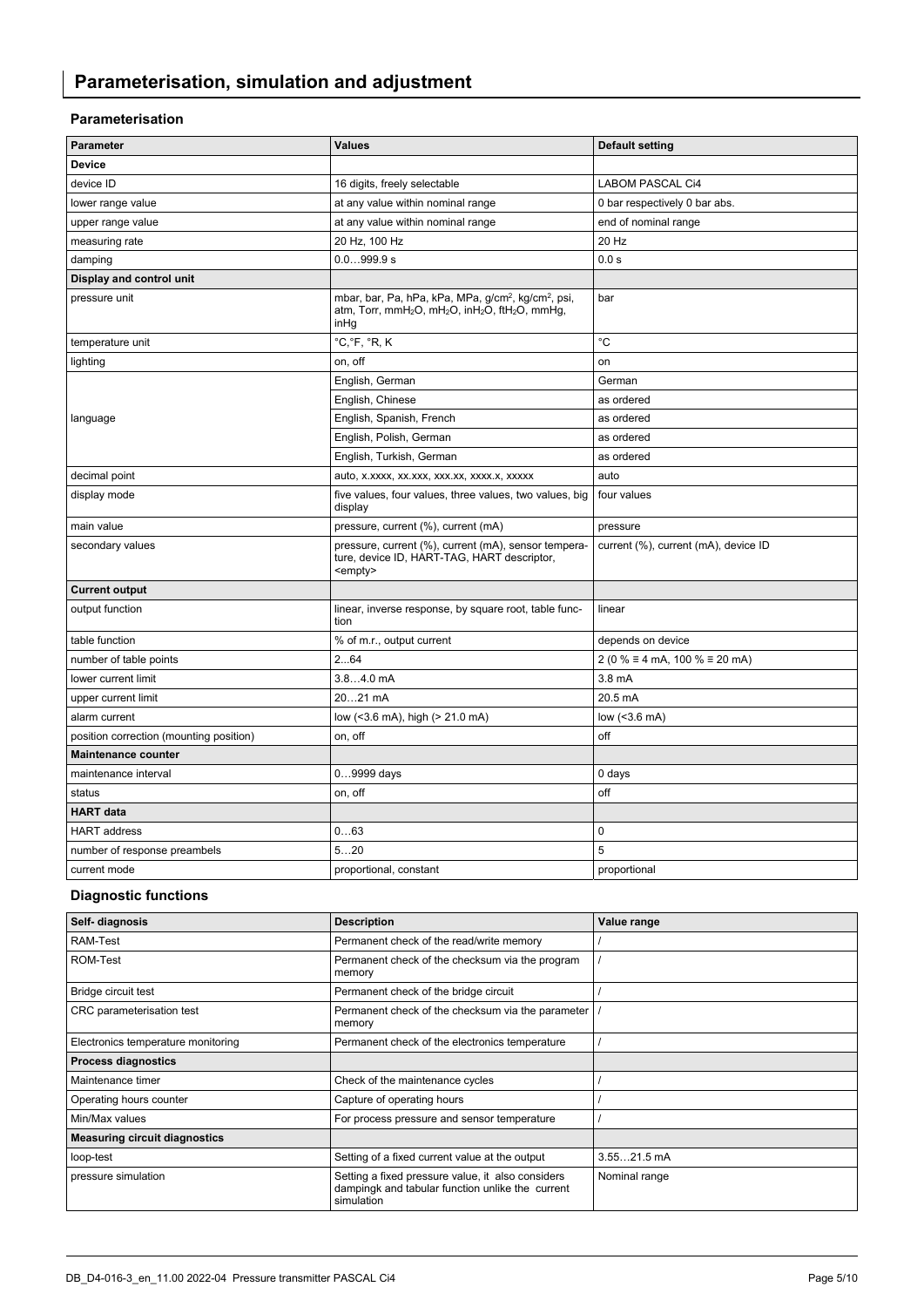# Parameterisation, simulation and adjustment

### Parameterisation

| Parameter | Values | Default setting |
|---|---|---|
| **Device** | | |
| device ID | 16 digits, freely selectable | LABOM PASCAL Ci4 |
| lower range value | at any value within nominal range | 0 bar respectively 0 bar abs. |
| upper range value | at any value within nominal range | end of nominal range |
| measuring rate | 20 Hz, 100 Hz | 20 Hz |
| damping | 0.0…999.9 s | 0.0 s |
| **Display and control unit** | | |
| pressure unit | mbar, bar, Pa, hPa, kPa, MPa, g/cm², kg/cm², psi, atm, Torr, mmH₂O, mH₂O, inH₂O, ftH₂O, mmHg, inHg | bar |
| temperature unit | °C,°F, °R, K | °C |
| lighting | on, off | on |
| language | English, German | German |
| | English, Chinese | as ordered |
| | English, Spanish, French | as ordered |
| | English, Polish, German | as ordered |
| | English, Turkish, German | as ordered |
| decimal point | auto, x.xxxx, xx.xxx, xxx.xx, xxxx.x, xxxxx | auto |
| display mode | five values, four values, three values, two values, big display | four values |
| main value | pressure, current (%), current (mA) | pressure |
| secondary values | pressure, current (%), current (mA), sensor temperature, device ID, HART-TAG, HART descriptor, <empty> | current (%), current (mA), device ID |
| **Current output** | | |
| output function | linear, inverse response, by square root, table function | linear |
| table function | % of m.r., output current | depends on device |
| number of table points | 2...64 | 2 (0 % ≡ 4 mA, 100 % ≡ 20 mA) |
| lower current limit | 3.8…4.0 mA | 3.8 mA |
| upper current limit | 20…21 mA | 20.5 mA |
| alarm current | low (<3.6 mA), high (> 21.0 mA) | low (<3.6 mA) |
| position correction (mounting position) | on, off | off |
| **Maintenance counter** | | |
| maintenance interval | 0…9999 days | 0 days |
| status | on, off | off |
| **HART data** | | |
| HART address | 0…63 | 0 |
| number of response preambels | 5…20 | 5 |
| current mode | proportional, constant | proportional |

### Diagnostic functions

| Self- diagnosis | Description | Value range |
|---|---|---|
| RAM-Test | Permanent check of the read/write memory | / |
| ROM-Test | Permanent check of the checksum via the program memory | / |
| Bridge circuit test | Permanent check of the bridge circuit | / |
| CRC parameterisation test | Permanent check of the checksum via the parameter memory | / |
| Electronics temperature monitoring | Permanent check of the electronics temperature | / |
| **Process diagnostics** | | |
| Maintenance timer | Check of the maintenance cycles | / |
| Operating hours counter | Capture of operating hours | / |
| Min/Max values | For process pressure and sensor temperature | / |
| **Measuring circuit diagnostics** | | |
| loop-test | Setting of a fixed current value at the output | 3.55…21.5 mA |
| pressure simulation | Setting a fixed pressure value, it also considers dampingk and tabular function unlike the current simulation | Nominal range |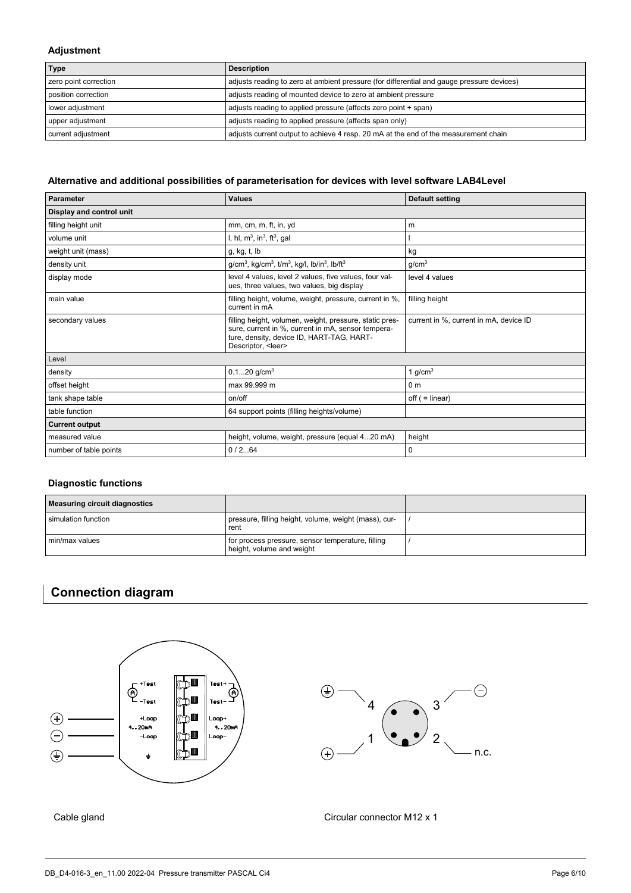### Adjustment

| Type | Description |
|---|---|
| zero point correction | adjusts reading to zero at ambient pressure (for differential and gauge pressure devices) |
| position correction | adjusts reading of mounted device to zero at ambient pressure |
| lower adjustment | adjusts reading to applied pressure (affects zero point + span) |
| upper adjustment | adjusts reading to applied pressure (affects span only) |
| current adjustment | adjusts current output to achieve 4 resp. 20 mA at the end of the measurement chain |

### Alternative and additional possibilities of parameterisation for devices with level software LAB4Level

| Parameter | Values | Default setting |
|---|---|---|
| **Display and control unit** | | |
| filling height unit | mm, cm, m, ft, in, yd | m |
| volume unit | l, hl, $m^3$, $in^3$, $ft^3$, gal | l |
| weight unit (mass) | g, kg, t, lb | kg |
| density unit | $g/cm^3$, $kg/cm^3$, $t/m^3$, kg/l, $lb/in^3$, $lb/ft^3$ | $g/cm^3$ |
| display mode | level 4 values, level 2 values, five values, four values, three values, two values, big display | level 4 values |
| main value | filling height, volume, weight, pressure, current in %, current in mA | filling height |
| secondary values | filling height, volumen, weight, pressure, static pressure, current in %, current in mA, sensor temperature, density, device ID, HART-TAG, HART-Descriptor, <leer> | current in %, current in mA, device ID |
| Level | | |
| density | 0.1...20 $g/cm^3$ | 1 $g/cm^3$ |
| offset height | max 99.999 m | 0 m |
| tank shape table | on/off | off ( = linear) |
| table function | 64 support points (filling heights/volume) | |
| **Current output** | | |
| measured value | height, volume, weight, pressure (equal 4...20 mA) | height |
| number of table points | 0 / 2...64 | 0 |

### Diagnostic functions

| Measuring circuit diagnostics | | |
|---|---|---|
| simulation function | pressure, filling height, volume, weight (mass), current | / |
| min/max values | for process pressure, sensor temperature, filling height, volume and weight | / |

## Connection diagram

Cable gland

Circular connector M12 x 1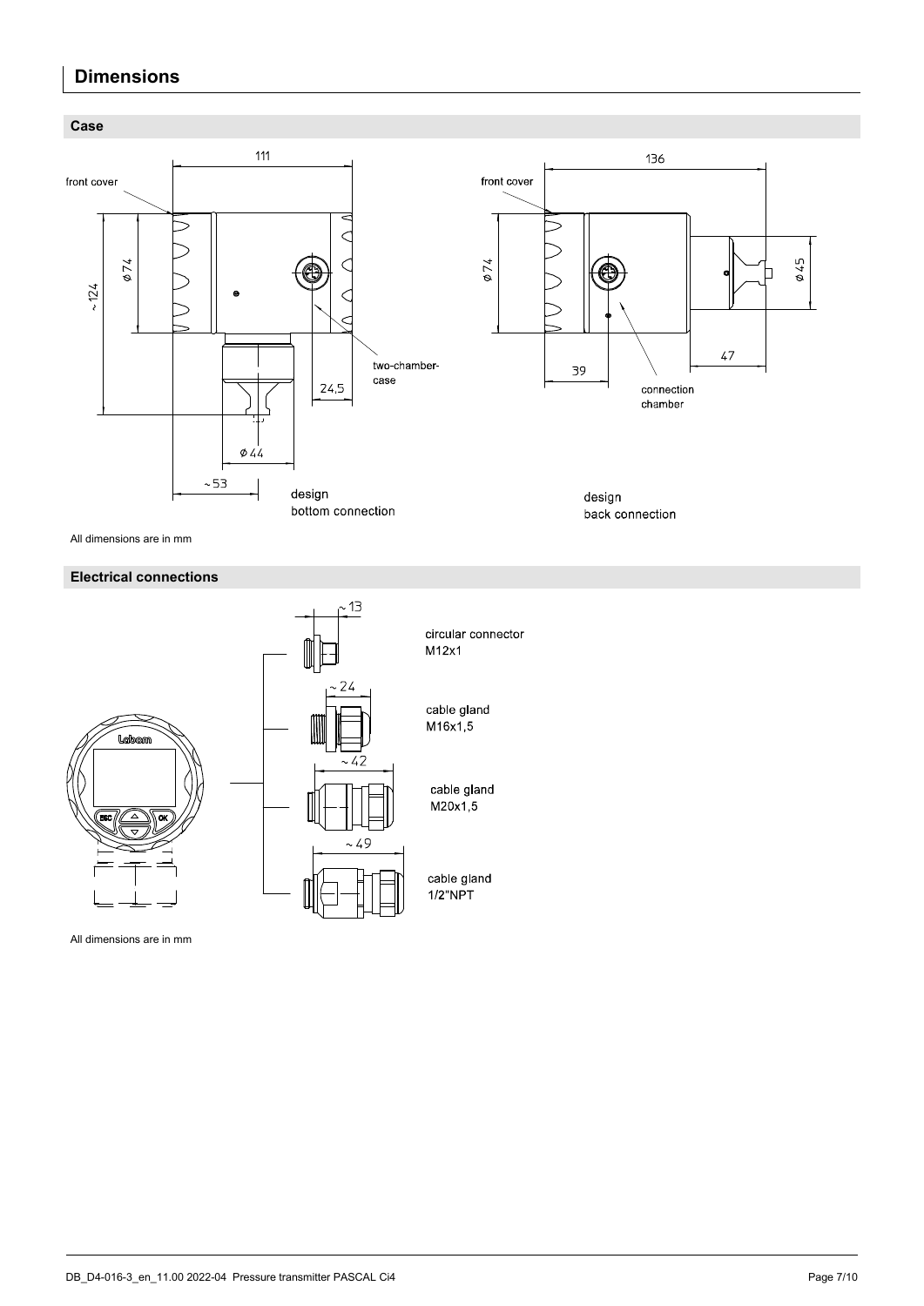# Dimensions

## Case

All dimensions are in mm

## Electrical connections

All dimensions are in mm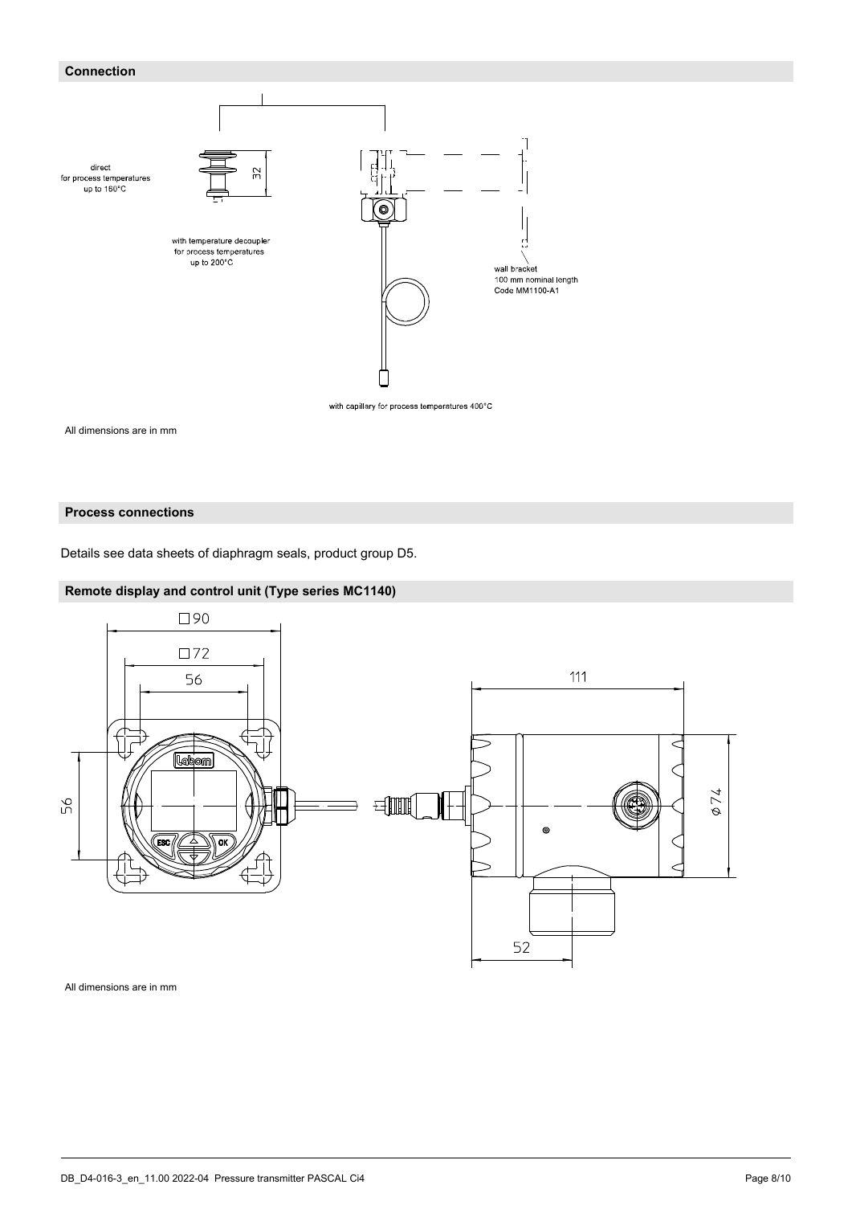## Connection

direct
for process temperatures
up to 160°C

32

with temperature decoupler
for process temperatures
up to 200°C

wall bracket
100 mm nominal length
Code MM1100-A1

with capillary for process temperatures 400°C

All dimensions are in mm

## Process connections

Details see data sheets of diaphragm seals, product group D5.

## Remote display and control unit (Type series MC1140)

□90

□72

56

56

111

Ø74

52

All dimensions are in mm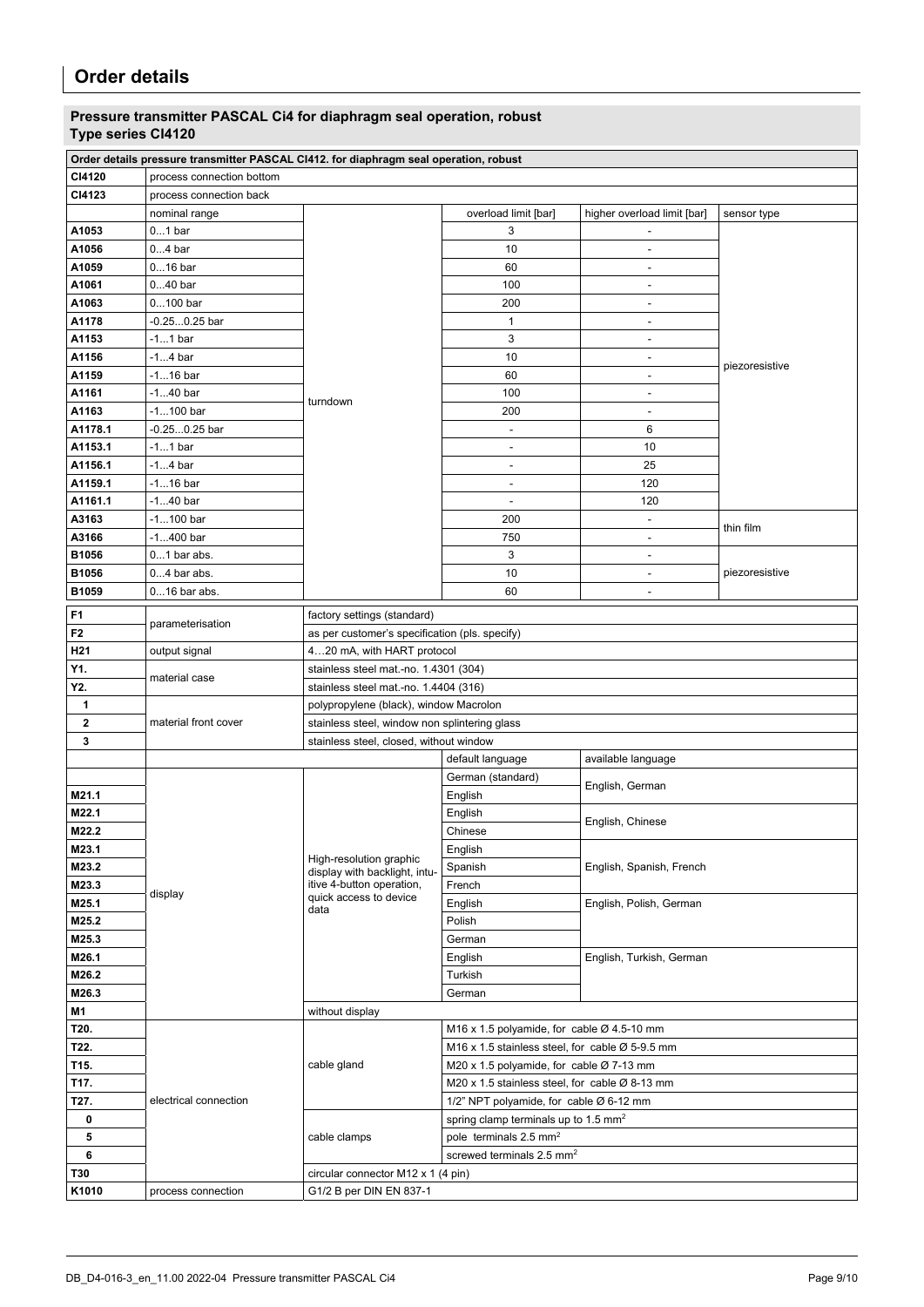# Order details

## Pressure transmitter PASCAL Ci4 for diaphragm seal operation, robust
## Type series CI4120

| Order details pressure transmitter PASCAL CI412. for diaphragm seal operation, robust | | | | | |
|---|---|---|---|---|---|
| CI4120 | process connection bottom | | | | |
| CI4123 | process connection back | | | | |
| | nominal range | | overload limit [bar] | higher overload limit [bar] | sensor type |
| A1053 | 0...1 bar | turndown | 3 | - | piezoresistive |
| A1056 | 0...4 bar | | 10 | - | |
| A1059 | 0...16 bar | | 60 | - | |
| A1061 | 0...40 bar | | 100 | - | |
| A1063 | 0...100 bar | | 200 | - | |
| A1178 | -0.25...0.25 bar | | 1 | - | |
| A1153 | -1...1 bar | | 3 | - | |
| A1156 | -1...4 bar | | 10 | - | |
| A1159 | -1...16 bar | | 60 | - | |
| A1161 | -1...40 bar | | 100 | - | |
| A1163 | -1...100 bar | | 200 | - | |
| A1178.1 | -0.25...0.25 bar | | - | 6 | |
| A1153.1 | -1...1 bar | | - | 10 | |
| A1156.1 | -1...4 bar | | - | 25 | |
| A1159.1 | -1...16 bar | | - | 120 | |
| A1161.1 | -1...40 bar | | - | 120 | |
| A3163 | -1...100 bar | | 200 | - | thin film |
| A3166 | -1...400 bar | | 750 | - | |
| B1056 | 0...1 bar abs. | | 3 | - | piezoresistive |
| B1056 | 0...4 bar abs. | | 10 | - | |
| B1059 | 0...16 bar abs. | | 60 | - | |
| F1 | parameterisation | factory settings (standard) | | | |
| F2 | | as per customer's specification (pls. specify) | | | |
| H21 | output signal | 4…20 mA, with HART protocol | | | |
| Y1. | material case | stainless steel mat.-no. 1.4301 (304) | | | |
| Y2. | | stainless steel mat.-no. 1.4404 (316) | | | |
| 1 | material front cover | polypropylene (black), window Macrolon | | | |
| 2 | | stainless steel, window non splintering glass | | | |
| 3 | | stainless steel, closed, without window | | | |
| | | | default language | available language | |
| | display | High-resolution graphic display with backlight, intuitive 4-button operation, quick access to device data | German (standard) | English, German | |
| M21.1 | | | English | | |
| M22.1 | | | English | English, Chinese | |
| M22.2 | | | Chinese | | |
| M23.1 | | | English | English, Spanish, French | |
| M23.2 | | | Spanish | | |
| M23.3 | | | French | | |
| M25.1 | | | English | English, Polish, German | |
| M25.2 | | | Polish | | |
| M25.3 | | | German | | |
| M26.1 | | | English | English, Turkish, German | |
| M26.2 | | | Turkish | | |
| M26.3 | | | German | | |
| M1 | | without display | | | |
| T20. | electrical connection | cable gland | M16 x 1.5 polyamide, for cable Ø 4.5-10 mm | | |
| T22. | | | M16 x 1.5 stainless steel, for cable Ø 5-9.5 mm | | |
| T15. | | | M20 x 1.5 polyamide, for cable Ø 7-13 mm | | |
| T17. | | | M20 x 1.5 stainless steel, for cable Ø 8-13 mm | | |
| T27. | | | 1/2" NPT polyamide, for cable Ø 6-12 mm | | |
| 0 | | cable clamps | spring clamp terminals up to 1.5 mm² | | |
| 5 | | | pole terminals 2.5 mm² | | |
| 6 | | | screwed terminals 2.5 mm² | | |
| T30 | | circular connector M12 x 1 (4 pin) | | | |
| K1010 | process connection | G1/2 B per DIN EN 837-1 | | | |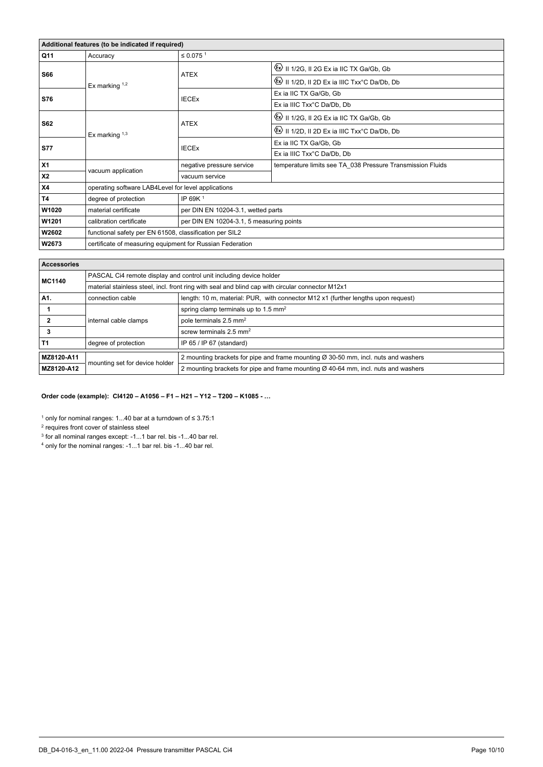| Additional features (to be indicated if required) | | | |
|---|---|---|---|
| **Q11** | Accuracy | ≤ 0.075 [1] | |
| **S66** | Ex marking [1,2] | ATEX | Ⓔx II 1/2G, II 2G Ex ia IIC TX Ga/Gb, Gb |
| | | | Ⓔx II 1/2D, II 2D Ex ia IIIC Txx°C Da/Db, Db |
| **S76** | | IECEx | Ex ia IIC TX Ga/Gb, Gb |
| | | | Ex ia IIIC Txx°C Da/Db, Db |
| **S62** | Ex marking [1,3] | ATEX | Ⓔx II 1/2G, II 2G Ex ia IIC TX Ga/Gb, Gb |
| | | | Ⓔx II 1/2D, II 2D Ex ia IIIC Txx°C Da/Db, Db |
| **S77** | | IECEx | Ex ia IIC TX Ga/Gb, Gb |
| | | | Ex ia IIIC Txx°C Da/Db, Db |
| **X1** | vacuum application | negative pressure service | temperature limits see TA_038 Pressure Transmission Fluids |
| **X2** | | vacuum service | |
| **X4** | operating software LAB4Level for level applications | | |
| **T4** | degree of protection | IP 69K [1] | |
| **W1020** | material certificate | per DIN EN 10204-3.1, wetted parts | |
| **W1201** | calibration certificate | per DIN EN 10204-3.1, 5 measuring points | |
| **W2602** | functional safety per EN 61508, classification per SIL2 | | |
| **W2673** | certificate of measuring equipment for Russian Federation | | |

| Accessories | | |
|---|---|---|
| **MC1140** | PASCAL Ci4 remote display and control unit including device holder | |
| | material stainless steel, incl. front ring with seal and blind cap with circular connector M12x1 | |
| **A1.** | connection cable | length: 10 m, material: PUR, with connector M12 x1 (further lengths upon request) |
| **1** | internal cable clamps | spring clamp terminals up to 1.5 mm² |
| **2** | | pole terminals 2.5 mm² |
| **3** | | screw terminals 2.5 mm² |
| **T1** | degree of protection | IP 65 / IP 67 (standard) |
| **MZ8120-A11** | mounting set for device holder | 2 mounting brackets for pipe and frame mounting Ø 30-50 mm, incl. nuts and washers |
| **MZ8120-A12** | | 2 mounting brackets for pipe and frame mounting Ø 40-64 mm, incl. nuts and washers |

**Order code (example): CI4120 – A1056 – F1 – H21 – Y12 – T200 – K1085 - …**

[1] only for nominal ranges: 1...40 bar at a turndown of ≤ 3.75:1

[2] requires front cover of stainless steel

[3] for all nominal ranges except: -1...1 bar rel. bis -1...40 bar rel.

[4] only for the nominal ranges: -1...1 bar rel. bis -1...40 bar rel.